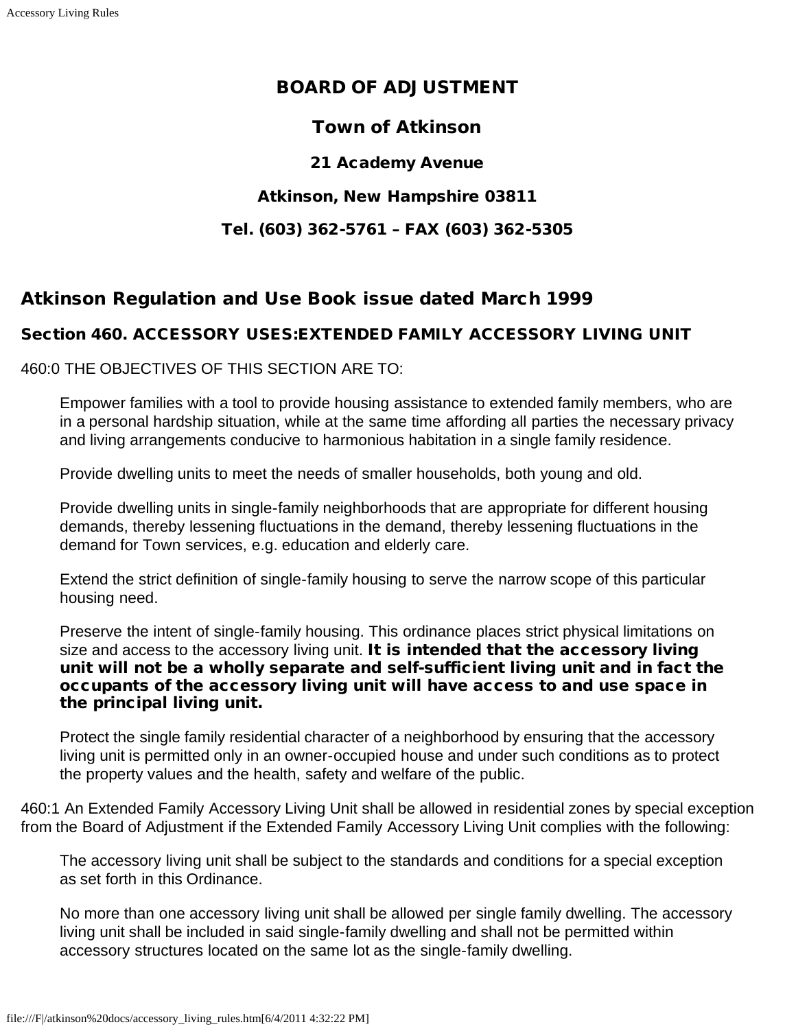# BOARD OF ADJUSTMENT

## Town of Atkinson

### 21 Academy Avenue

### Atkinson, New Hampshire 03811

### Tel. (603) 362-5761 – FAX (603) 362-5305

## Atkinson Regulation and Use Book issue dated March 1999

### Section 460. ACCESSORY USES:EXTENDED FAMILY ACCESSORY LIVING UNIT

460:0 THE OBJECTIVES OF THIS SECTION ARE TO:

Empower families with a tool to provide housing assistance to extended family members, who are in a personal hardship situation, while at the same time affording all parties the necessary privacy and living arrangements conducive to harmonious habitation in a single family residence.

Provide dwelling units to meet the needs of smaller households, both young and old.

Provide dwelling units in single-family neighborhoods that are appropriate for different housing demands, thereby lessening fluctuations in the demand, thereby lessening fluctuations in the demand for Town services, e.g. education and elderly care.

Extend the strict definition of single-family housing to serve the narrow scope of this particular housing need.

Preserve the intent of single-family housing. This ordinance places strict physical limitations on size and access to the accessory living unit. **It is intended that the accessory living unit will not be a wholly separate and self-sufficient living unit and in fact the occupants of the accessory living unit will have access to and use space in the principal living unit.**

Protect the single family residential character of a neighborhood by ensuring that the accessory living unit is permitted only in an owner-occupied house and under such conditions as to protect the property values and the health, safety and welfare of the public.

460:1 An Extended Family Accessory Living Unit shall be allowed in residential zones by special exception from the Board of Adjustment if the Extended Family Accessory Living Unit complies with the following:

The accessory living unit shall be subject to the standards and conditions for a special exception as set forth in this Ordinance.

No more than one accessory living unit shall be allowed per single family dwelling. The accessory living unit shall be included in said single-family dwelling and shall not be permitted within accessory structures located on the same lot as the single-family dwelling.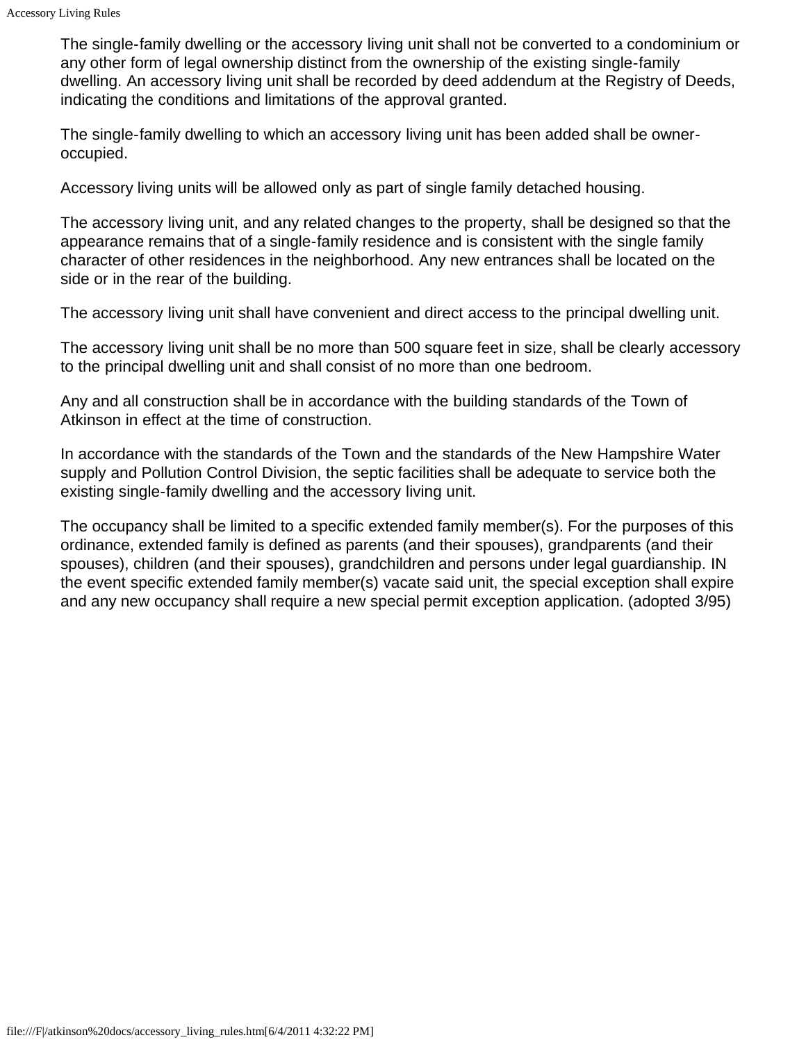The single-family dwelling or the accessory living unit shall not be converted to a condominium or any other form of legal ownership distinct from the ownership of the existing single-family dwelling. An accessory living unit shall be recorded by deed addendum at the Registry of Deeds, indicating the conditions and limitations of the approval granted.

The single-family dwelling to which an accessory living unit has been added shall be owner-occupied.

Accessory living units will be allowed only as part of single family detached housing.

The accessory living unit, and any related changes to the property, shall be designed so that the appearance remains that of a single-family residence and is consistent with the single family character of other residences in the neighborhood. Any new entrances shall be located on the side or in the rear of the building.

The accessory living unit shall have convenient and direct access to the principal dwelling unit.

The accessory living unit shall be no more than 500 square feet in size, shall be clearly accessory to the principal dwelling unit and shall consist of no more than one bedroom.

Any and all construction shall be in accordance with the building standards of the Town of Atkinson in effect at the time of construction.

In accordance with the standards of the Town and the standards of the New Hampshire Water supply and Pollution Control Division, the septic facilities shall be adequate to service both the existing single-family dwelling and the accessory living unit.

The occupancy shall be limited to a specific extended family member(s). For the purposes of this ordinance, extended family is defined as parents (and their spouses), grandparents (and their spouses), children (and their spouses), grandchildren and persons under legal guardianship. IN the event specific extended family member(s) vacate said unit, the special exception shall expire and any new occupancy shall require a new special permit exception application. (adopted 3/95)